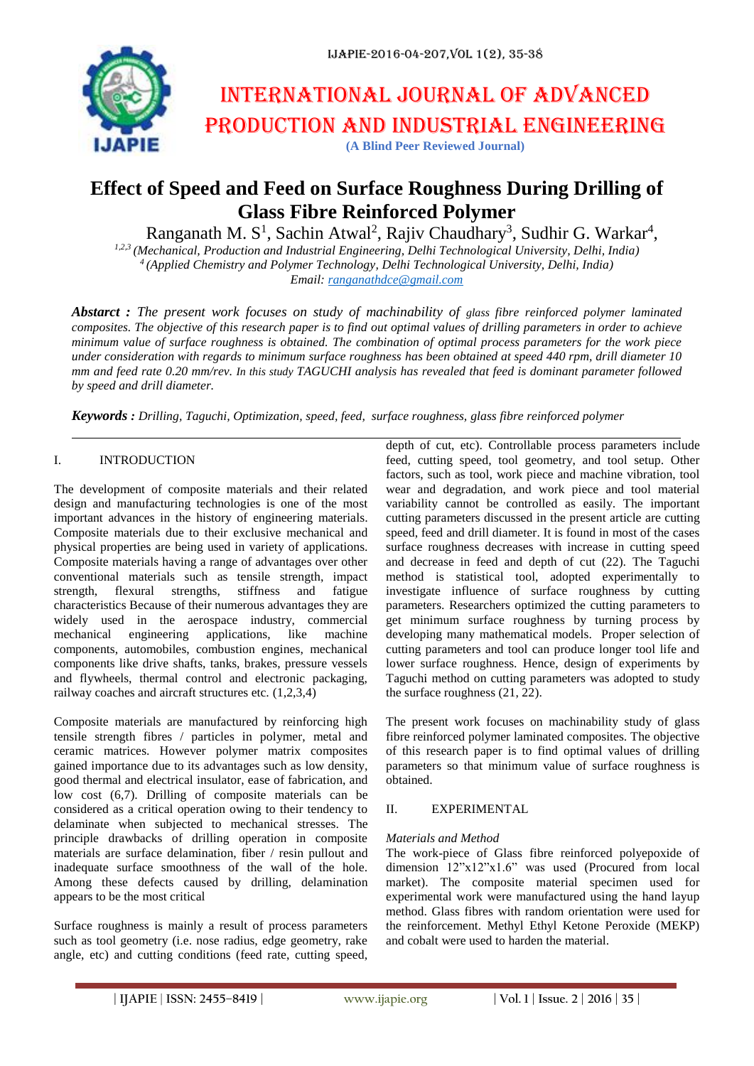# INTERNATIONAL JOURNAL OF ADVANCED PRODUCTION AND INDUSTRIAL ENGINEERING

**(A Blind Peer Reviewed Journal)**

# Effect of Speed and Feed on Surface Roughness During Drilling of Glass Fibre Reinforced Polymer

Ranganath M. S[1], Sachin Atwal[2], Rajiv Chaudhary[3], Sudhir G. Warkar[4],

[1,2,3] *(Mechanical, Production and Industrial Engineering, Delhi Technological University, Delhi, India)*
[4] *(Applied Chemistry and Polymer Technology, Delhi Technological University, Delhi, India)*
*Email: ranganathdce@gmail.com*

***Abstact :*** *The present work focuses on study of machinability of glass fibre reinforced polymer laminated composites. The objective of this research paper is to find out optimal values of drilling parameters in order to achieve minimum value of surface roughness is obtained. The combination of optimal process parameters for the work piece under consideration with regards to minimum surface roughness has been obtained at speed 440 rpm, drill diameter 10 mm and feed rate 0.20 mm/rev. In this study TAGUCHI analysis has revealed that feed is dominant parameter followed by speed and drill diameter.*

***Keywords :*** *Drilling, Taguchi, Optimization, speed, feed, surface roughness, glass fibre reinforced polymer*

## I. INTRODUCTION

The development of composite materials and their related design and manufacturing technologies is one of the most important advances in the history of engineering materials. Composite materials due to their exclusive mechanical and physical properties are being used in variety of applications. Composite materials having a range of advantages over other conventional materials such as tensile strength, impact strength, flexural strengths, stiffness and fatigue characteristics Because of their numerous advantages they are widely used in the aerospace industry, commercial mechanical engineering applications, like machine components, automobiles, combustion engines, mechanical components like drive shafts, tanks, brakes, pressure vessels and flywheels, thermal control and electronic packaging, railway coaches and aircraft structures etc. (1,2,3,4)

Composite materials are manufactured by reinforcing high tensile strength fibres / particles in polymer, metal and ceramic matrices. However polymer matrix composites gained importance due to its advantages such as low density, good thermal and electrical insulator, ease of fabrication, and low cost (6,7). Drilling of composite materials can be considered as a critical operation owing to their tendency to delaminate when subjected to mechanical stresses. The principle drawbacks of drilling operation in composite materials are surface delamination, fiber / resin pullout and inadequate surface smoothness of the wall of the hole. Among these defects caused by drilling, delamination appears to be the most critical

Surface roughness is mainly a result of process parameters such as tool geometry (i.e. nose radius, edge geometry, rake angle, etc) and cutting conditions (feed rate, cutting speed, depth of cut, etc). Controllable process parameters include feed, cutting speed, tool geometry, and tool setup. Other factors, such as tool, work piece and machine vibration, tool wear and degradation, and work piece and tool material variability cannot be controlled as easily. The important cutting parameters discussed in the present article are cutting speed, feed and drill diameter. It is found in most of the cases surface roughness decreases with increase in cutting speed and decrease in feed and depth of cut (22). The Taguchi method is statistical tool, adopted experimentally to investigate influence of surface roughness by cutting parameters. Researchers optimized the cutting parameters to get minimum surface roughness by turning process by developing many mathematical models. Proper selection of cutting parameters and tool can produce longer tool life and lower surface roughness. Hence, design of experiments by Taguchi method on cutting parameters was adopted to study the surface roughness (21, 22).

The present work focuses on machinability study of glass fibre reinforced polymer laminated composites. The objective of this research paper is to find optimal values of drilling parameters so that minimum value of surface roughness is obtained.

## II. EXPERIMENTAL

*Materials and Method*

The work-piece of Glass fibre reinforced polyepoxide of dimension 12"x12"x1.6" was used (Procured from local market). The composite material specimen used for experimental work were manufactured using the hand layup method. Glass fibres with random orientation were used for the reinforcement. Methyl Ethyl Ketone Peroxide (MEKP) and cobalt were used to harden the material.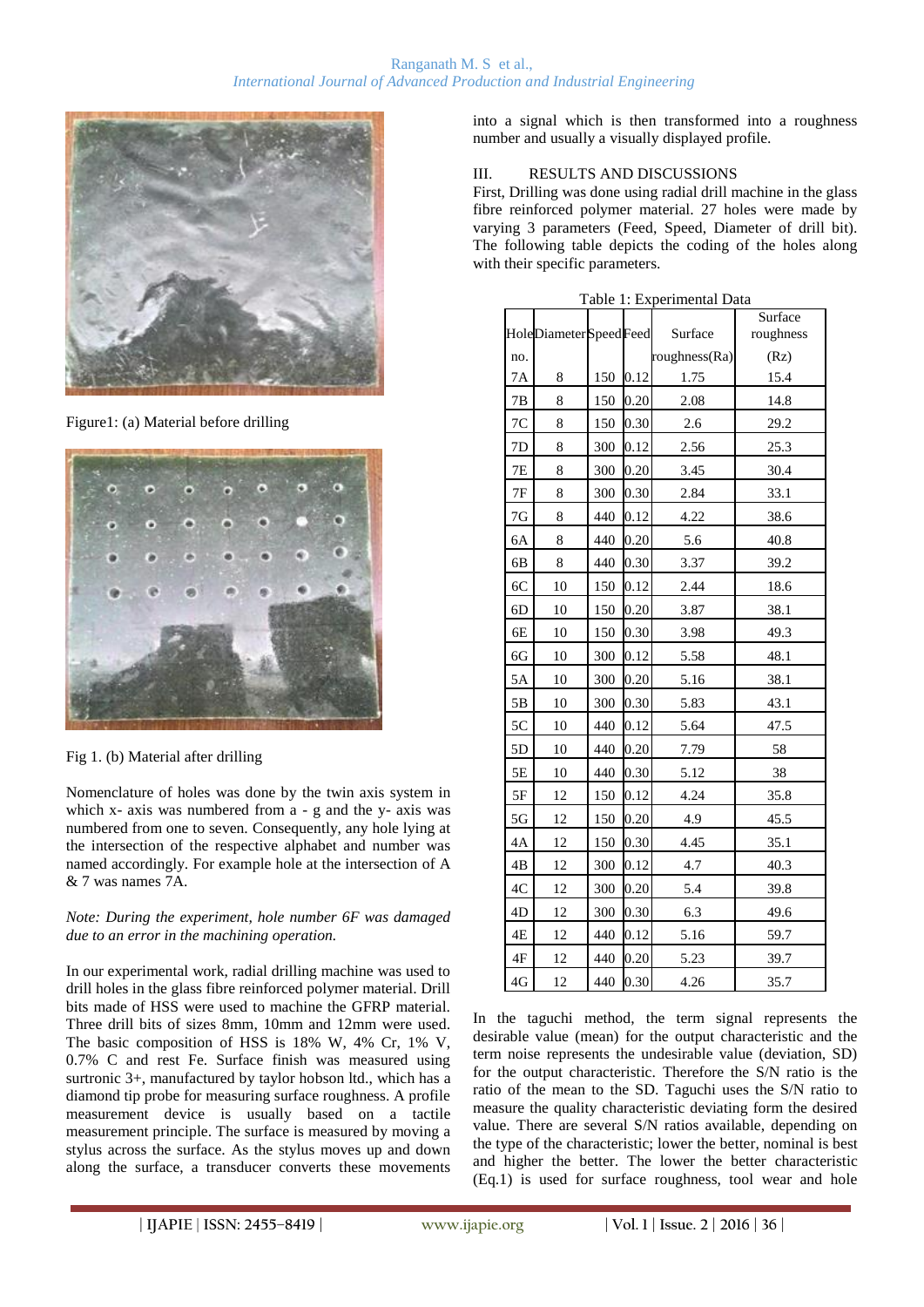Figure1: (a) Material before drilling

Fig 1. (b) Material after drilling

Nomenclature of holes was done by the twin axis system in which x- axis was numbered from a - g and the y- axis was numbered from one to seven. Consequently, any hole lying at the intersection of the respective alphabet and number was named accordingly. For example hole at the intersection of A & 7 was names 7A.

*Note: During the experiment, hole number 6F was damaged due to an error in the machining operation.*

In our experimental work, radial drilling machine was used to drill holes in the glass fibre reinforced polymer material. Drill bits made of HSS were used to machine the GFRP material. Three drill bits of sizes 8mm, 10mm and 12mm were used. The basic composition of HSS is 18% W, 4% Cr, 1% V, 0.7% C and rest Fe. Surface finish was measured using surtronic 3+, manufactured by taylor hobson ltd., which has a diamond tip probe for measuring surface roughness. A profile measurement device is usually based on a tactile measurement principle. The surface is measured by moving a stylus across the surface. As the stylus moves up and down along the surface, a transducer converts these movements into a signal which is then transformed into a roughness number and usually a visually displayed profile.

## III. RESULTS AND DISCUSSIONS

First, Drilling was done using radial drill machine in the glass fibre reinforced polymer material. 27 holes were made by varying 3 parameters (Feed, Speed, Diameter of drill bit). The following table depicts the coding of the holes along with their specific parameters.

Table 1: Experimental Data

| Hole no. | Diameter | Speed | Feed | Surface roughness(Ra) | Surface roughness (Rz) |
|---|---|---|---|---|---|
| 7A | 8 | 150 | 0.12 | 1.75 | 15.4 |
| 7B | 8 | 150 | 0.20 | 2.08 | 14.8 |
| 7C | 8 | 150 | 0.30 | 2.6 | 29.2 |
| 7D | 8 | 300 | 0.12 | 2.56 | 25.3 |
| 7E | 8 | 300 | 0.20 | 3.45 | 30.4 |
| 7F | 8 | 300 | 0.30 | 2.84 | 33.1 |
| 7G | 8 | 440 | 0.12 | 4.22 | 38.6 |
| 6A | 8 | 440 | 0.20 | 5.6 | 40.8 |
| 6B | 8 | 440 | 0.30 | 3.37 | 39.2 |
| 6C | 10 | 150 | 0.12 | 2.44 | 18.6 |
| 6D | 10 | 150 | 0.20 | 3.87 | 38.1 |
| 6E | 10 | 150 | 0.30 | 3.98 | 49.3 |
| 6G | 10 | 300 | 0.12 | 5.58 | 48.1 |
| 5A | 10 | 300 | 0.20 | 5.16 | 38.1 |
| 5B | 10 | 300 | 0.30 | 5.83 | 43.1 |
| 5C | 10 | 440 | 0.12 | 5.64 | 47.5 |
| 5D | 10 | 440 | 0.20 | 7.79 | 58 |
| 5E | 10 | 440 | 0.30 | 5.12 | 38 |
| 5F | 12 | 150 | 0.12 | 4.24 | 35.8 |
| 5G | 12 | 150 | 0.20 | 4.9 | 45.5 |
| 4A | 12 | 150 | 0.30 | 4.45 | 35.1 |
| 4B | 12 | 300 | 0.12 | 4.7 | 40.3 |
| 4C | 12 | 300 | 0.20 | 5.4 | 39.8 |
| 4D | 12 | 300 | 0.30 | 6.3 | 49.6 |
| 4E | 12 | 440 | 0.12 | 5.16 | 59.7 |
| 4F | 12 | 440 | 0.20 | 5.23 | 39.7 |
| 4G | 12 | 440 | 0.30 | 4.26 | 35.7 |

In the taguchi method, the term signal represents the desirable value (mean) for the output characteristic and the term noise represents the undesirable value (deviation, SD) for the output characteristic. Therefore the S/N ratio is the ratio of the mean to the SD. Taguchi uses the S/N ratio to measure the quality characteristic deviating form the desired value. There are several S/N ratios available, depending on the type of the characteristic; lower the better, nominal is best and higher the better. The lower the better characteristic (Eq.1) is used for surface roughness, tool wear and hole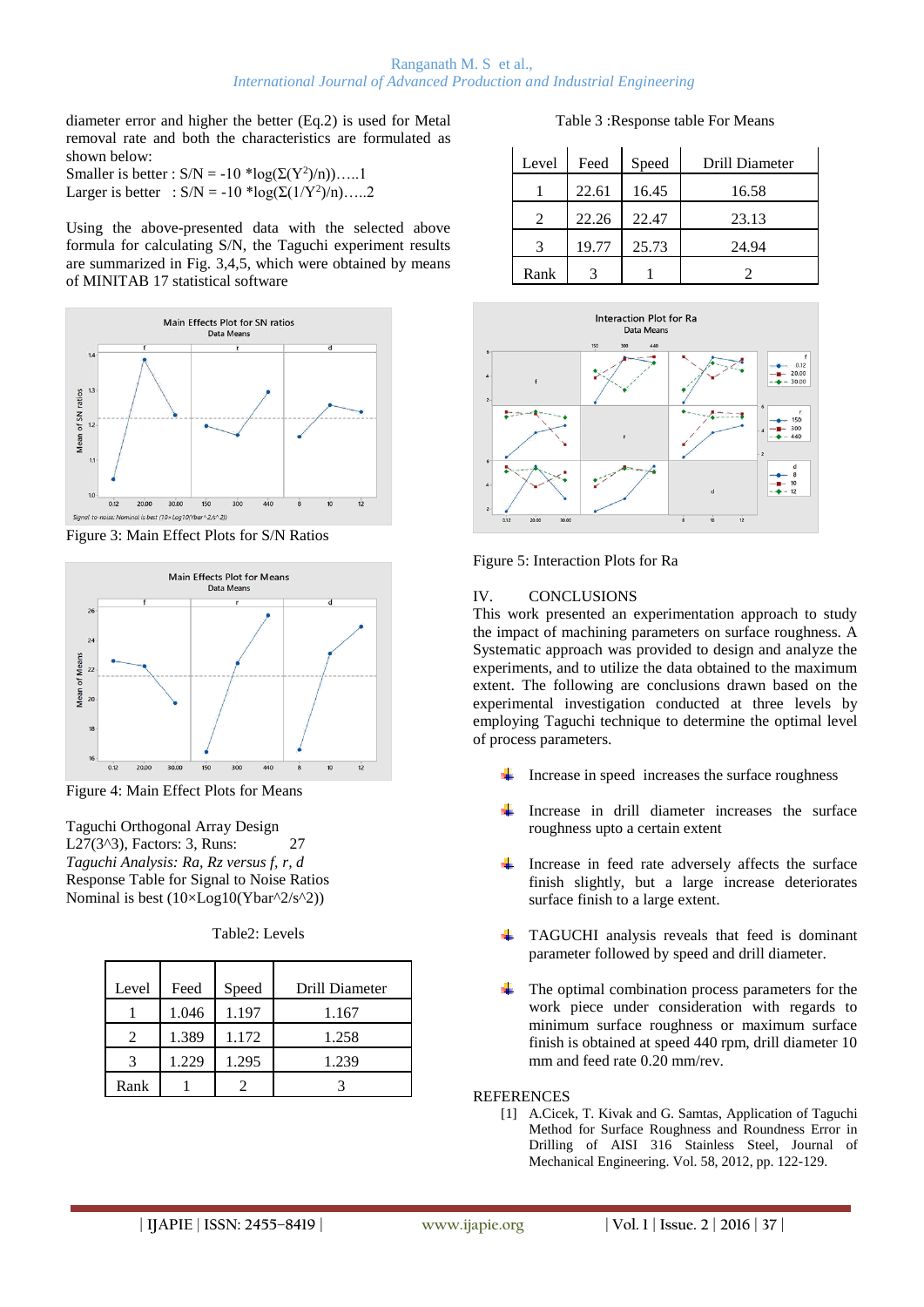diameter error and higher the better (Eq.2) is used for Metal removal rate and both the characteristics are formulated as shown below:

Smaller is better : $S/N = -10 * \log(\Sigma(Y^2)/n))$.....1

Larger is better : $S/N = -10 * \log(\Sigma(1/Y^2)/n))$.....2

Using the above-presented data with the selected above formula for calculating S/N, the Taguchi experiment results are summarized in Fig. 3,4,5, which were obtained by means of MINITAB 17 statistical software

Figure 3: Main Effect Plots for S/N Ratios

Figure 4: Main Effect Plots for Means

Taguchi Orthogonal Array Design
L27(3^3), Factors: 3, Runs: 27
*Taguchi Analysis: Ra, Rz versus f, r, d*
Response Table for Signal to Noise Ratios
Nominal is best (10×Log10(Ybar^2/s^2))

Table2: Levels

| Level | Feed | Speed | Drill Diameter |
|---|---|---|---|
| 1 | 1.046 | 1.197 | 1.167 |
| 2 | 1.389 | 1.172 | 1.258 |
| 3 | 1.229 | 1.295 | 1.239 |
| Rank | 1 | 2 | 3 |

Table 3 :Response table For Means

| Level | Feed | Speed | Drill Diameter |
|---|---|---|---|
| 1 | 22.61 | 16.45 | 16.58 |
| 2 | 22.26 | 22.47 | 23.13 |
| 3 | 19.77 | 25.73 | 24.94 |
| Rank | 3 | 1 | 2 |

Figure 5: Interaction Plots for Ra

## IV. CONCLUSIONS

This work presented an experimentation approach to study the impact of machining parameters on surface roughness. A Systematic approach was provided to design and analyze the experiments, and to utilize the data obtained to the maximum extent. The following are conclusions drawn based on the experimental investigation conducted at three levels by employing Taguchi technique to determine the optimal level of process parameters.

- Increase in speed increases the surface roughness
- Increase in drill diameter increases the surface roughness upto a certain extent
- Increase in feed rate adversely affects the surface finish slightly, but a large increase deteriorates surface finish to a large extent.
- TAGUCHI analysis reveals that feed is dominant parameter followed by speed and drill diameter.
- The optimal combination process parameters for the work piece under consideration with regards to minimum surface roughness or maximum surface finish is obtained at speed 440 rpm, drill diameter 10 mm and feed rate 0.20 mm/rev.

## REFERENCES

[1] A.Cicek, T. Kivak and G. Samtas, Application of Taguchi Method for Surface Roughness and Roundness Error in Drilling of AISI 316 Stainless Steel, Journal of Mechanical Engineering. Vol. 58, 2012, pp. 122-129.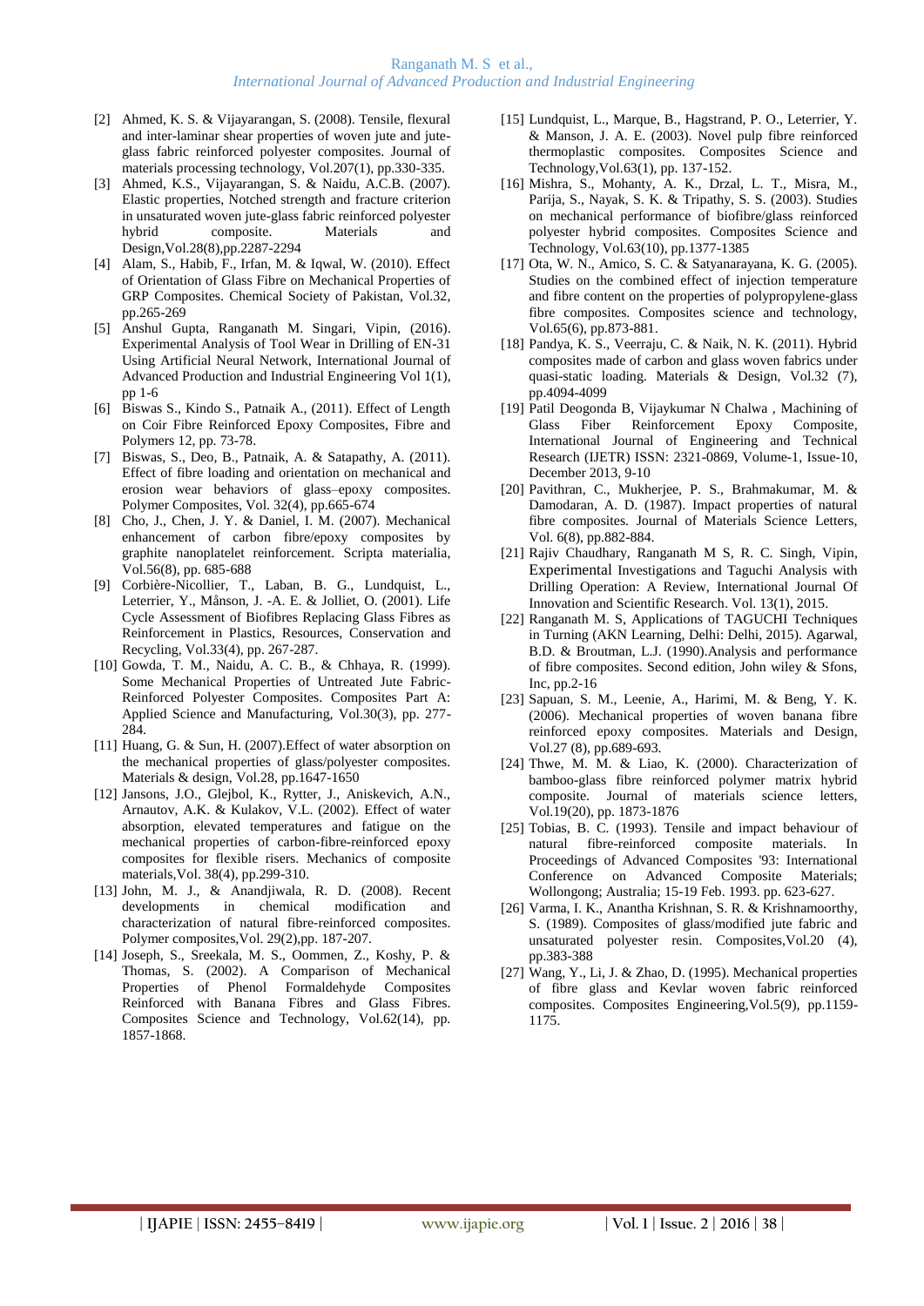[2] Ahmed, K. S. & Vijayarangan, S. (2008). Tensile, flexural and inter-laminar shear properties of woven jute and jute-glass fabric reinforced polyester composites. Journal of materials processing technology, Vol.207(1), pp.330-335.

[3] Ahmed, K.S., Vijayarangan, S. & Naidu, A.C.B. (2007). Elastic properties, Notched strength and fracture criterion in unsaturated woven jute-glass fabric reinforced polyester hybrid composite. Materials and Design,Vol.28(8),pp.2287-2294

[4] Alam, S., Habib, F., Irfan, M. & Iqwal, W. (2010). Effect of Orientation of Glass Fibre on Mechanical Properties of GRP Composites. Chemical Society of Pakistan, Vol.32, pp.265-269

[5] Anshul Gupta, Ranganath M. Singari, Vipin, (2016). Experimental Analysis of Tool Wear in Drilling of EN-31 Using Artificial Neural Network, International Journal of Advanced Production and Industrial Engineering Vol 1(1), pp 1-6

[6] Biswas S., Kindo S., Patnaik A., (2011). Effect of Length on Coir Fibre Reinforced Epoxy Composites, Fibre and Polymers 12, pp. 73-78.

[7] Biswas, S., Deo, B., Patnaik, A. & Satapathy, A. (2011). Effect of fibre loading and orientation on mechanical and erosion wear behaviors of glass–epoxy composites. Polymer Composites, Vol. 32(4), pp.665-674

[8] Cho, J., Chen, J. Y. & Daniel, I. M. (2007). Mechanical enhancement of carbon fibre/epoxy composites by graphite nanoplatelet reinforcement. Scripta materialia, Vol.56(8), pp. 685-688

[9] Corbière-Nicollier, T., Laban, B. G., Lundquist, L., Leterrier, Y., Månson, J. -A. E. & Jolliet, O. (2001). Life Cycle Assessment of Biofibres Replacing Glass Fibres as Reinforcement in Plastics, Resources, Conservation and Recycling, Vol.33(4), pp. 267-287.

[10] Gowda, T. M., Naidu, A. C. B., & Chhaya, R. (1999). Some Mechanical Properties of Untreated Jute Fabric-Reinforced Polyester Composites. Composites Part A: Applied Science and Manufacturing, Vol.30(3), pp. 277-284.

[11] Huang, G. & Sun, H. (2007).Effect of water absorption on the mechanical properties of glass/polyester composites. Materials & design, Vol.28, pp.1647-1650

[12] Jansons, J.O., Glejbol, K., Rytter, J., Aniskevich, A.N., Arnautov, A.K. & Kulakov, V.L. (2002). Effect of water absorption, elevated temperatures and fatigue on the mechanical properties of carbon-fibre-reinforced epoxy composites for flexible risers. Mechanics of composite materials,Vol. 38(4), pp.299-310.

[13] John, M. J., & Anandjiwala, R. D. (2008). Recent developments in chemical modification and characterization of natural fibre-reinforced composites. Polymer composites,Vol. 29(2),pp. 187-207.

[14] Joseph, S., Sreekala, M. S., Oommen, Z., Koshy, P. & Thomas, S. (2002). A Comparison of Mechanical Properties of Phenol Formaldehyde Composites Reinforced with Banana Fibres and Glass Fibres. Composites Science and Technology, Vol.62(14), pp. 1857-1868.

[15] Lundquist, L., Marque, B., Hagstrand, P. O., Leterrier, Y. & Manson, J. A. E. (2003). Novel pulp fibre reinforced thermoplastic composites. Composites Science and Technology,Vol.63(1), pp. 137-152.

[16] Mishra, S., Mohanty, A. K., Drzal, L. T., Misra, M., Parija, S., Nayak, S. K. & Tripathy, S. S. (2003). Studies on mechanical performance of biofibre/glass reinforced polyester hybrid composites. Composites Science and Technology, Vol.63(10), pp.1377-1385

[17] Ota, W. N., Amico, S. C. & Satyanarayana, K. G. (2005). Studies on the combined effect of injection temperature and fibre content on the properties of polypropylene-glass fibre composites. Composites science and technology, Vol.65(6), pp.873-881.

[18] Pandya, K. S., Veerraju, C. & Naik, N. K. (2011). Hybrid composites made of carbon and glass woven fabrics under quasi-static loading. Materials & Design, Vol.32 (7), pp.4094-4099

[19] Patil Deogonda B, Vijaykumar N Chalwa , Machining of Glass Fiber Reinforcement Epoxy Composite, International Journal of Engineering and Technical Research (IJETR) ISSN: 2321-0869, Volume-1, Issue-10, December 2013, 9-10

[20] Pavithran, C., Mukherjee, P. S., Brahmakumar, M. & Damodaran, A. D. (1987). Impact properties of natural fibre composites. Journal of Materials Science Letters, Vol. 6(8), pp.882-884.

[21] Rajiv Chaudhary, Ranganath M S, R. C. Singh, Vipin, Experimental Investigations and Taguchi Analysis with Drilling Operation: A Review, International Journal Of Innovation and Scientific Research. Vol. 13(1), 2015.

[22] Ranganath M. S, Applications of TAGUCHI Techniques in Turning (AKN Learning, Delhi: Delhi, 2015). Agarwal, B.D. & Broutman, L.J. (1990).Analysis and performance of fibre composites. Second edition, John wiley & Sfons, Inc, pp.2-16

[23] Sapuan, S. M., Leenie, A., Harimi, M. & Beng, Y. K. (2006). Mechanical properties of woven banana fibre reinforced epoxy composites. Materials and Design, Vol.27 (8), pp.689-693.

[24] Thwe, M. M. & Liao, K. (2000). Characterization of bamboo-glass fibre reinforced polymer matrix hybrid composite. Journal of materials science letters, Vol.19(20), pp. 1873-1876

[25] Tobias, B. C. (1993). Tensile and impact behaviour of natural fibre-reinforced composite materials. In Proceedings of Advanced Composites '93: International Conference on Advanced Composite Materials; Wollongong; Australia; 15-19 Feb. 1993. pp. 623-627.

[26] Varma, I. K., Anantha Krishnan, S. R. & Krishnamoorthy, S. (1989). Composites of glass/modified jute fabric and unsaturated polyester resin. Composites,Vol.20 (4), pp.383-388

[27] Wang, Y., Li, J. & Zhao, D. (1995). Mechanical properties of fibre glass and Kevlar woven fabric reinforced composites. Composites Engineering,Vol.5(9), pp.1159-1175.